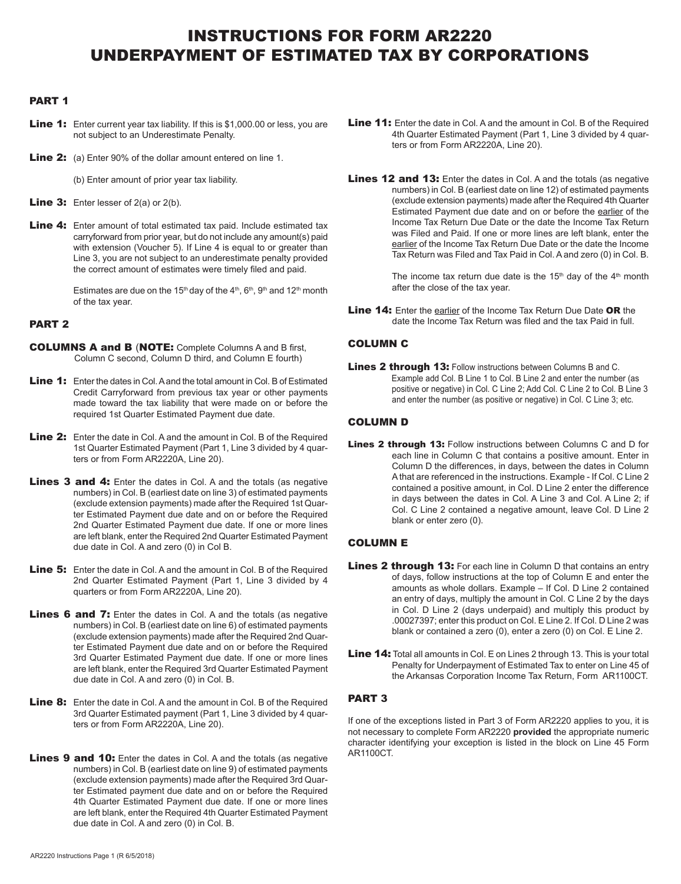# INSTRUCTIONS FOR FORM AR2220
# UNDERPAYMENT OF ESTIMATED TAX BY CORPORATIONS

## PART 1

**Line 1:** Enter current year tax liability. If this is $1,000.00 or less, you are not subject to an Underestimate Penalty.

**Line 2:** (a) Enter 90% of the dollar amount entered on line 1.

(b) Enter amount of prior year tax liability.

**Line 3:** Enter lesser of 2(a) or 2(b).

**Line 4:** Enter amount of total estimated tax paid. Include estimated tax carryforward from prior year, but do not include any amount(s) paid with extension (Voucher 5). If Line 4 is equal to or greater than Line 3, you are not subject to an underestimate penalty provided the correct amount of estimates were timely filed and paid.

Estimates are due on the 15th day of the 4th, 6th, 9th and 12th month of the tax year.

## PART 2

**COLUMNS A and B** (**NOTE:** Complete Columns A and B first, Column C second, Column D third, and Column E fourth)

**Line 1:** Enter the dates in Col. A and the total amount in Col. B of Estimated Credit Carryforward from previous tax year or other payments made toward the tax liability that were made on or before the required 1st Quarter Estimated Payment due date.

**Line 2:** Enter the date in Col. A and the amount in Col. B of the Required 1st Quarter Estimated Payment (Part 1, Line 3 divided by 4 quarters or from Form AR2220A, Line 20).

**Lines 3 and 4:** Enter the dates in Col. A and the totals (as negative numbers) in Col. B (earliest date on line 3) of estimated payments (exclude extension payments) made after the Required 1st Quarter Estimated Payment due date and on or before the Required 2nd Quarter Estimated Payment due date. If one or more lines are left blank, enter the Required 2nd Quarter Estimated Payment due date in Col. A and zero (0) in Col B.

**Line 5:** Enter the date in Col. A and the amount in Col. B of the Required 2nd Quarter Estimated Payment (Part 1, Line 3 divided by 4 quarters or from Form AR2220A, Line 20).

**Lines 6 and 7:** Enter the dates in Col. A and the totals (as negative numbers) in Col. B (earliest date on line 6) of estimated payments (exclude extension payments) made after the Required 2nd Quarter Estimated Payment due date and on or before the Required 3rd Quarter Estimated Payment due date. If one or more lines are left blank, enter the Required 3rd Quarter Estimated Payment due date in Col. A and zero (0) in Col. B.

**Line 8:** Enter the date in Col. A and the amount in Col. B of the Required 3rd Quarter Estimated payment (Part 1, Line 3 divided by 4 quarters or from Form AR2220A, Line 20).

**Lines 9 and 10:** Enter the dates in Col. A and the totals (as negative numbers) in Col. B (earliest date on line 9) of estimated payments (exclude extension payments) made after the Required 3rd Quarter Estimated payment due date and on or before the Required 4th Quarter Estimated Payment due date. If one or more lines are left blank, enter the Required 4th Quarter Estimated Payment due date in Col. A and zero (0) in Col. B.

**Line 11:** Enter the date in Col. A and the amount in Col. B of the Required 4th Quarter Estimated Payment (Part 1, Line 3 divided by 4 quarters or from Form AR2220A, Line 20).

**Lines 12 and 13:** Enter the dates in Col. A and the totals (as negative numbers) in Col. B (earliest date on line 12) of estimated payments (exclude extension payments) made after the Required 4th Quarter Estimated Payment due date and on or before the earlier of the Income Tax Return Due Date or the date the Income Tax Return was Filed and Paid. If one or more lines are left blank, enter the earlier of the Income Tax Return Due Date or the date the Income Tax Return was Filed and Tax Paid in Col. A and zero (0) in Col. B.

The income tax return due date is the 15th day of the 4th month after the close of the tax year.

**Line 14:** Enter the earlier of the Income Tax Return Due Date **OR** the date the Income Tax Return was filed and the tax Paid in full.

### COLUMN C

**Lines 2 through 13:** Follow instructions between Columns B and C. Example add Col. B Line 1 to Col. B Line 2 and enter the number (as positive or negative) in Col. C Line 2; Add Col. C Line 2 to Col. B Line 3 and enter the number (as positive or negative) in Col. C Line 3; etc.

### COLUMN D

**Lines 2 through 13:** Follow instructions between Columns C and D for each line in Column C that contains a positive amount. Enter in Column D the differences, in days, between the dates in Column A that are referenced in the instructions. Example - If Col. C Line 2 contained a positive amount, in Col. D Line 2 enter the difference in days between the dates in Col. A Line 3 and Col. A Line 2; if Col. C Line 2 contained a negative amount, leave Col. D Line 2 blank or enter zero (0).

### COLUMN E

**Lines 2 through 13:** For each line in Column D that contains an entry of days, follow instructions at the top of Column E and enter the amounts as whole dollars. Example – If Col. D Line 2 contained an entry of days, multiply the amount in Col. C Line 2 by the days in Col. D Line 2 (days underpaid) and multiply this product by .00027397; enter this product on Col. E Line 2. If Col. D Line 2 was blank or contained a zero (0), enter a zero (0) on Col. E Line 2.

**Line 14:** Total all amounts in Col. E on Lines 2 through 13. This is your total Penalty for Underpayment of Estimated Tax to enter on Line 45 of the Arkansas Corporation Income Tax Return, Form AR1100CT.

## PART 3

If one of the exceptions listed in Part 3 of Form AR2220 applies to you, it is not necessary to complete Form AR2220 **provided** the appropriate numeric character identifying your exception is listed in the block on Line 45 Form AR1100CT.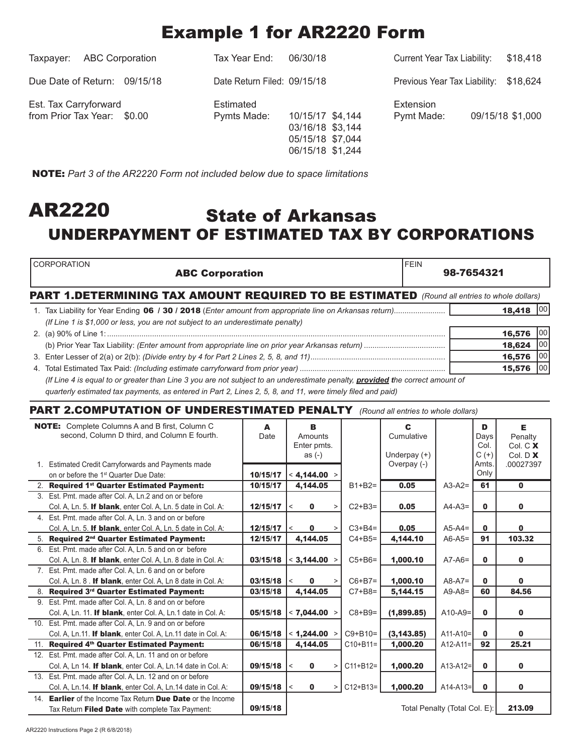# Example 1 for AR2220 Form

| | | | | | |
|---|---|---|---|---|---|
| Taxpayer: | ABC Corporation | Tax Year End: | 06/30/18 | Current Year Tax Liability: | $18,418 |
| Due Date of Return: | 09/15/18 | Date Return Filed: | 09/15/18 | Previous Year Tax Liability: | $18,624 |
| Est. Tax Carryforward from Prior Tax Year: | $0.00 | Estimated Pymts Made: | 10/15/17 $4,144<br>03/16/18 $3,144<br>05/15/18 $7,044<br>06/15/18 $1,244 | Extension Pymt Made: | 09/15/18 $1,000 |

**NOTE:** *Part 3 of the AR2220 Form not included below due to space limitations*

# AR2220 State of Arkansas

## UNDERPAYMENT OF ESTIMATED TAX BY CORPORATIONS

| CORPORATION | FEIN |
|---|---|
| **ABC Corporation** | **98-7654321** |

### PART 1.DETERMINING TAX AMOUNT REQUIRED TO BE ESTIMATED *(Round all entries to whole dollars)*

| | | |
|---|---|---|
| 1. Tax Liability for Year Ending **06 / 30 / 2018** (*Enter amount from appropriate line on Arkansas return*)........................ *(If Line 1 is $1,000 or less, you are not subject to an underestimate penalty)* | **18,418** | 00 |
| 2. (a) 90% of Line 1:...... | **16,576** | 00 |
| (b) Prior Year Tax Liability: *(Enter amount from appropriate line on prior year Arkansas return)* ...... | **18,624** | 00 |
| 3. Enter Lesser of 2(a) or 2(b): *(Divide entry by 4 for Part 2 Lines 2, 5, 8, and 11)*...... | **16,576** | 00 |
| 4. Total Estimated Tax Paid: *(Including estimate carryforward from prior year)* ...... | **15,576** | 00 |

*(If Line 4 is equal to or greater than Line 3 you are not subject to an underestimate penalty, **provided** the correct amount of quarterly estimated tax payments, as entered in Part 2, Lines 2, 5, 8, and 11, were timely filed and paid)*

### PART 2.COMPUTATION OF UNDERESTIMATED PENALTY *(Round all entries to whole dollars)*

| **NOTE:** Complete Columns A and B first, Column C second, Column D third, and Column E fourth. | **A** Date | **B** Amounts Enter pmts. as (-) | | **C** Cumulative Underpay (+) Overpay (-) | | **D** Days Col. C (+) Amts. Only | **E** Penalty Col. C **X** Col. D **X** .00027397 |
|---|---|---|---|---|---|---|---|
| 1. Estimated Credit Carryforwards and Payments made on or before the 1st Quarter Due Date: | **10/15/17** | < **4,144.00** > | | | | | |
| 2. **Required 1st Quarter Estimated Payment:** | **10/15/17** | **4,144.05** | B1+B2= | **0.05** | A3-A2= | **61** | **0** |
| 3. Est. Pmt. made after Col. A, Ln.2 and on or before Col. A, Ln. 5. **If blank**, enter Col. A, Ln. 5 date in Col. A: | **12/15/17** | < **0** > | C2+B3= | **0.05** | A4-A3= | **0** | **0** |
| 4. Est. Pmt. made after Col. A, Ln. 3 and on or before Col. A, Ln. 5. **If blank**, enter Col. A, Ln. 5 date in Col. A: | **12/15/17** | < **0** > | C3+B4= | **0.05** | A5-A4= | **0** | **0** |
| 5. **Required 2nd Quarter Estimated Payment:** | **12/15/17** | **4,144.05** | C4+B5= | **4,144.10** | A6-A5= | **91** | **103.32** |
| 6. Est. Pmt. made after Col. A, Ln. 5 and on or before Col. A, Ln. 8. **If blank**, enter Col. A, Ln. 8 date in Col. A: | **03/15/18** | < **3,144.00** > | C5+B6= | **1,000.10** | A7-A6= | **0** | **0** |
| 7. Est. Pmt. made after Col. A, Ln. 6 and on or before Col. A, Ln. 8 . **If blank**, enter Col. A, Ln 8 date in Col. A: | **03/15/18** | < **0** > | C6+B7= | **1,000.10** | A8-A7= | **0** | **0** |
| 8. **Required 3rd Quarter Estimated Payment:** | **03/15/18** | **4,144.05** | C7+B8= | **5,144.15** | A9-A8= | **60** | **84.56** |
| 9. Est. Pmt. made after Col. A, Ln. 8 and on or before Col. A, Ln. 11. **If blank**, enter Col. A, Ln.1 date in Col. A: | **05/15/18** | < **7,044.00** > | C8+B9= | **(1,899.85)** | A10-A9= | **0** | **0** |
| 10. Est. Pmt. made after Col. A, Ln. 9 and on or before Col. A, Ln.11. **If blank**, enter Col. A, Ln.11 date in Col. A: | **06/15/18** | < **1,244.00** > | C9+B10= | **(3,143.85)** | A11-A10= | **0** | **0** |
| 11. **Required 4th Quarter Estimated Payment:** | **06/15/18** | **4,144.05** | C10+B11= | **1,000.20** | A12-A11= | **92** | **25.21** |
| 12. Est. Pmt. made after Col. A, Ln. 11 and on or before Col. A, Ln 14. **If blank**, enter Col. A, Ln.14 date in Col. A: | **09/15/18** | < **0** > | C11+B12= | **1,000.20** | A13-A12= | **0** | **0** |
| 13. Est. Pmt. made after Col. A, Ln. 12 and on or before Col. A, Ln.14. **If blank**, enter Col. A, Ln.14 date in Col. A: | **09/15/18** | < **0** > | C12+B13= | **1,000.20** | A14-A13= | **0** | **0** |
| 14. **Earlier** of the Income Tax Return **Due Date** or the Income Tax Return **Filed Date** with complete Tax Payment: | **09/15/18** | | | Total Penalty (Total Col. E): | | | **213.09** |

AR2220 Instructions Page 2 (R 6/8/2018)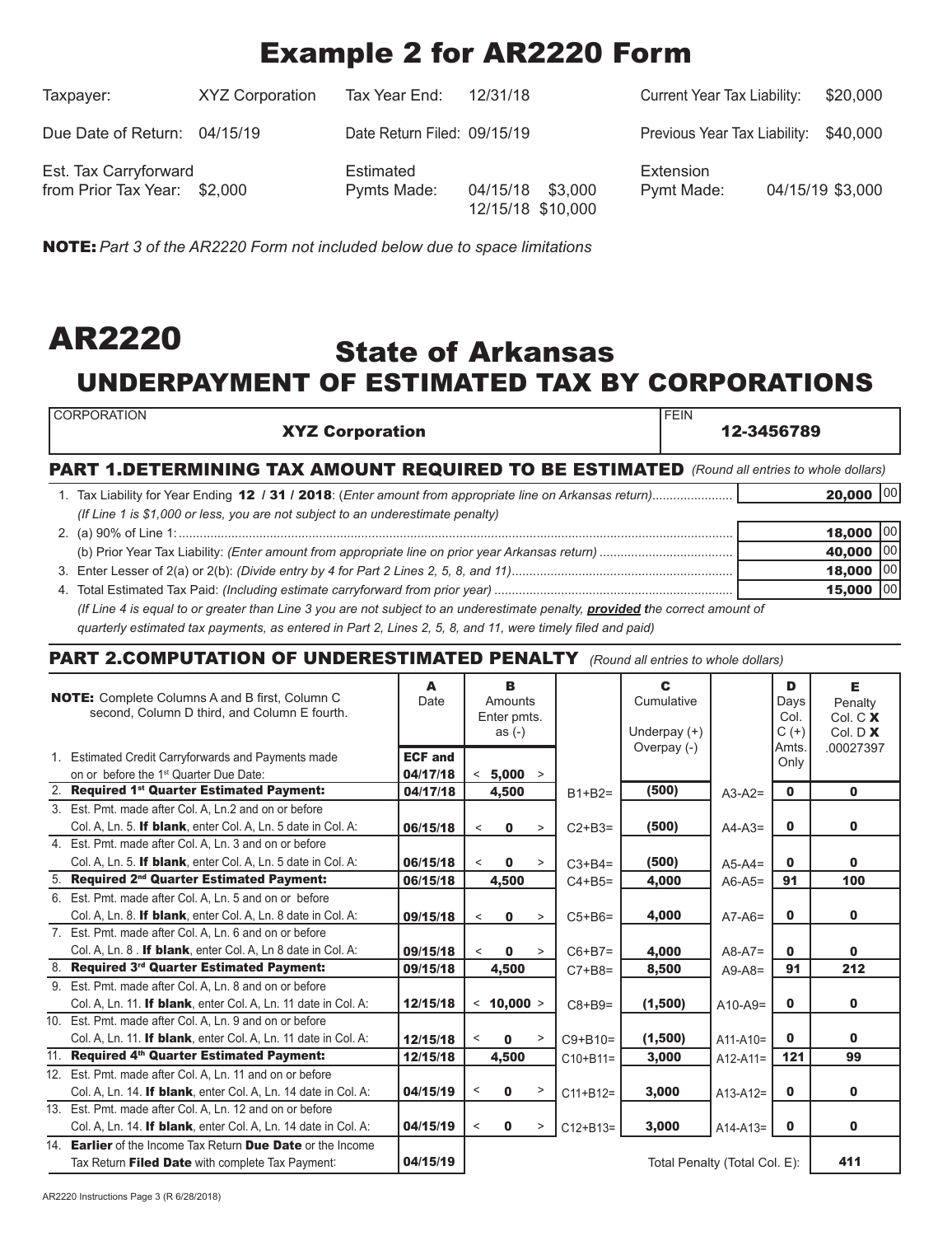# Example 2 for AR2220 Form

| | | | | | |
|---|---|---|---|---|---|
| Taxpayer: | XYZ Corporation | Tax Year End: | 12/31/18 | Current Year Tax Liability: | $20,000 |
| Due Date of Return: | 04/15/19 | Date Return Filed: | 09/15/19 | Previous Year Tax Liability: | $40,000 |
| Est. Tax Carryforward from Prior Tax Year: | $2,000 | Estimated Pymts Made: | 04/15/18 $3,000<br>12/15/18 $10,000 | Extension Pymt Made: | 04/15/19 $3,000 |

**NOTE:** *Part 3 of the AR2220 Form not included below due to space limitations*

# AR2220

## State of Arkansas
## UNDERPAYMENT OF ESTIMATED TAX BY CORPORATIONS

| CORPORATION | FEIN |
|---|---|
| **XYZ Corporation** | **12-3456789** |

### PART 1. DETERMINING TAX AMOUNT REQUIRED TO BE ESTIMATED *(Round all entries to whole dollars)*

| | |
|---|---|
| 1. Tax Liability for Year Ending **12 / 31 / 2018**: (*Enter amount from appropriate line on Arkansas return*) | **20,000** 00 |
| *(If Line 1 is $1,000 or less, you are not subject to an underestimate penalty)* | |
| 2. (a) 90% of Line 1: | **18,000** 00 |
| (b) Prior Year Tax Liability: *(Enter amount from appropriate line on prior year Arkansas return)* | **40,000** 00 |
| 3. Enter Lesser of 2(a) or 2(b): *(Divide entry by 4 for Part 2 Lines 2, 5, 8, and 11)* | **18,000** 00 |
| 4. Total Estimated Tax Paid: *(Including estimate carryforward from prior year)* | **15,000** 00 |

*(If Line 4 is equal to or greater than Line 3 you are not subject to an underestimate penalty, **provided** the correct amount of quarterly estimated tax payments, as entered in Part 2, Lines 2, 5, 8, and 11, were timely filed and paid)*

### PART 2. COMPUTATION OF UNDERESTIMATED PENALTY *(Round all entries to whole dollars)*

| **NOTE:** Complete Columns A and B first, Column C second, Column D third, and Column E fourth. | **A** Date | **B** Amounts Enter pmts. as (-) | | **C** Cumulative Underpay (+) Overpay (-) | | **D** Days Col. C (+) Amts. Only | **E** Penalty Col. C **X** Col. D **X** .00027397 |
|---|---|---|---|---|---|---|---|
| 1. Estimated Credit Carryforwards and Payments made on or before the 1st Quarter Due Date: | **ECF and 04/17/18** | < **5,000** > | | | | | |
| 2. **Required 1st Quarter Estimated Payment:** | **04/17/18** | **4,500** | B1+B2= | **(500)** | A3-A2= | **0** | **0** |
| 3. Est. Pmt. made after Col. A, Ln.2 and on or before Col. A, Ln. 5. **If blank**, enter Col. A, Ln. 5 date in Col. A: | **06/15/18** | < **0** > | C2+B3= | **(500)** | A4-A3= | **0** | **0** |
| 4. Est. Pmt. made after Col. A, Ln. 3 and on or before Col. A, Ln. 5. **If blank**, enter Col. A, Ln. 5 date in Col. A: | **06/15/18** | < **0** > | C3+B4= | **(500)** | A5-A4= | **0** | **0** |
| 5. **Required 2nd Quarter Estimated Payment:** | **06/15/18** | **4,500** | C4+B5= | **4,000** | A6-A5= | **91** | **100** |
| 6. Est. Pmt. made after Col. A, Ln. 5 and on or before Col. A, Ln. 8. **If blank**, enter Col. A, Ln. 8 date in Col. A: | **09/15/18** | < **0** > | C5+B6= | **4,000** | A7-A6= | **0** | **0** |
| 7. Est. Pmt. made after Col. A, Ln. 6 and on or before Col. A, Ln. 8 . **If blank**, enter Col. A, Ln. 8 date in Col. A: | **09/15/18** | < **0** > | C6+B7= | **4,000** | A8-A7= | **0** | **0** |
| 8. **Required 3rd Quarter Estimated Payment:** | **09/15/18** | **4,500** | C7+B8= | **8,500** | A9-A8= | **91** | **212** |
| 9. Est. Pmt. made after Col. A, Ln. 8 and on or before Col. A, Ln. 11. **If blank**, enter Col. A, Ln. 11 date in Col. A: | **12/15/18** | < **10,000** > | C8+B9= | **(1,500)** | A10-A9= | **0** | **0** |
| 10. Est. Pmt. made after Col. A, Ln. 9 and on or before Col. A, Ln. 11. **If blank**, enter Col. A, Ln. 11 date in Col. A: | **12/15/18** | < **0** > | C9+B10= | **(1,500)** | A11-A10= | **0** | **0** |
| 11. **Required 4th Quarter Estimated Payment:** | **12/15/18** | **4,500** | C10+B11= | **3,000** | A12-A11= | **121** | **99** |
| 12. Est. Pmt. made after Col. A, Ln. 11 and on or before Col. A, Ln. 14. **If blank**, enter Col. A, Ln. 14 date in Col. A: | **04/15/19** | < **0** > | C11+B12= | **3,000** | A13-A12= | **0** | **0** |
| 13. Est. Pmt. made after Col. A, Ln. 12 and on or before Col. A, Ln. 14. **If blank**, enter Col. A, Ln. 14 date in Col. A: | **04/15/19** | < **0** > | C12+B13= | **3,000** | A14-A13= | **0** | **0** |
| 14. **Earlier** of the Income Tax Return **Due Date** or the Income Tax Return **Filed Date** with complete Tax Payment: | **04/15/19** | | | Total Penalty (Total Col. E): | | | **411** |

AR2220 Instructions Page 3 (R 6/28/2018)